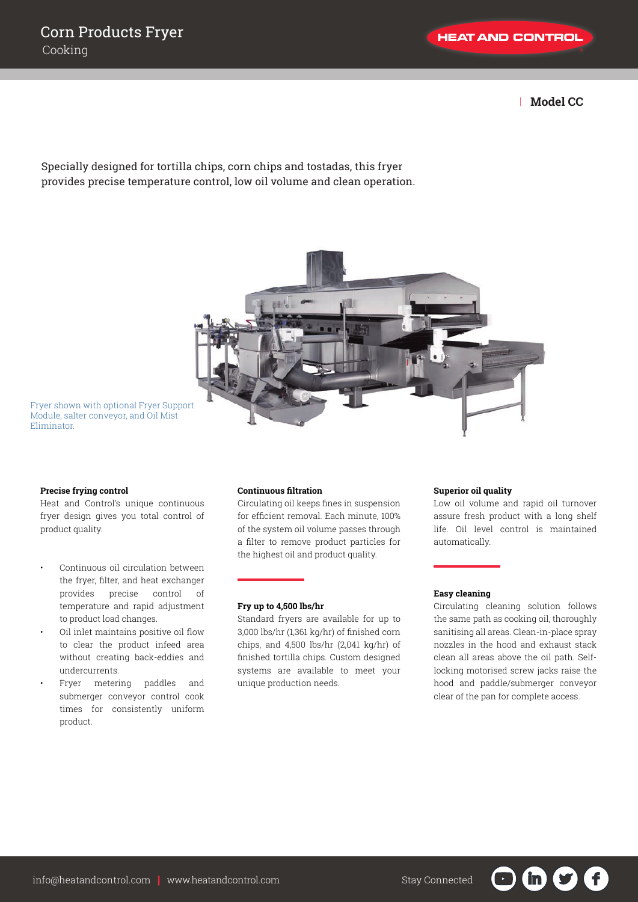# Corn Products Fryer

Cooking

**Model CC**

Specially designed for tortilla chips, corn chips and tostadas, this fryer provides precise temperature control, low oil volume and clean operation.

Fryer shown with optional Fryer Support Module, salter conveyor, and Oil Mist Eliminator.

**Precise frying control**

Heat and Control's unique continuous fryer design gives you total control of product quality.

- Continuous oil circulation between the fryer, filter, and heat exchanger provides precise control of temperature and rapid adjustment to product load changes.
- Oil inlet maintains positive oil flow to clear the product infeed area without creating back-eddies and undercurrents.
- Fryer metering paddles and submerger conveyor control cook times for consistently uniform product.

**Continuous filtration**

Circulating oil keeps fines in suspension for efficient removal. Each minute, 100% of the system oil volume passes through a filter to remove product particles for the highest oil and product quality.

**Fry up to 4,500 lbs/hr**

Standard fryers are available for up to 3,000 lbs/hr (1,361 kg/hr) of finished corn chips, and 4,500 lbs/hr (2,041 kg/hr) of finished tortilla chips. Custom designed systems are available to meet your unique production needs.

**Superior oil quality**

Low oil volume and rapid oil turnover assure fresh product with a long shelf life. Oil level control is maintained automatically.

**Easy cleaning**

Circulating cleaning solution follows the same path as cooking oil, thoroughly sanitising all areas. Clean-in-place spray nozzles in the hood and exhaust stack clean all areas above the oil path. Self-locking motorised screw jacks raise the hood and paddle/submerger conveyor clear of the pan for complete access.

info@heatandcontrol.com | www.heatandcontrol.com

Stay Connected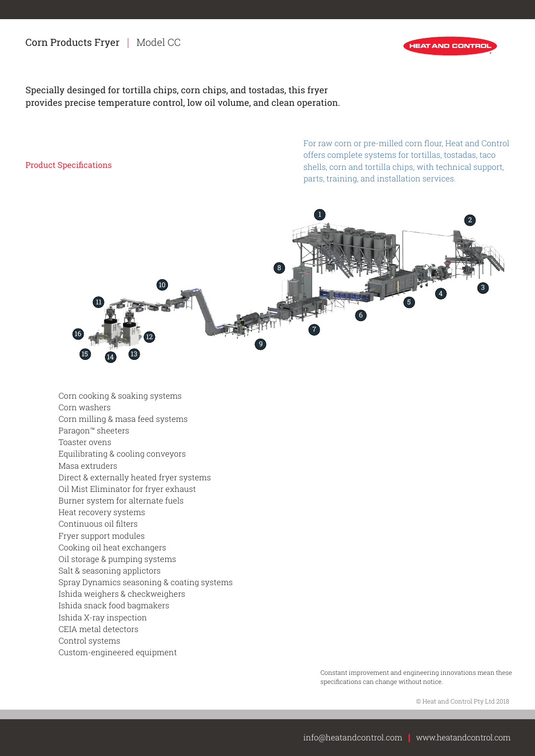# Corn Products Fryer | Model CC

Specially desinged for tortilla chips, corn chips, and tostadas, this fryer provides precise temperature control, low oil volume, and clean operation.

## Product Specifications

For raw corn or pre-milled corn flour, Heat and Control offers complete systems for tortillas, tostadas, taco shells, corn and tortilla chips, with technical support, parts, training, and installation services.

1
2
3
4
5
6
7
8
9
10
11
12
13
14
15
16

1. Corn cooking & soaking systems
2. Corn washers
3. Corn milling & masa feed systems
4. Paragon™ sheeters
5. Toaster ovens
6. Equilibrating & cooling conveyors
7. Masa extruders
8. Direct & externally heated fryer systems
9. Oil Mist Eliminator for fryer exhaust
10. Burner system for alternate fuels
11. Heat recovery systems
12. Continuous oil filters
13. Fryer support modules
14. Cooking oil heat exchangers
15. Oil storage & pumping systems
16. Salt & seasoning applictors
17. Spray Dynamics seasoning & coating systems
18. Ishida weighers & checkweighers
19. Ishida snack food bagmakers
20. Ishida X-ray inspection
21. CEIA metal detectors
22. Control systems
23. Custom-engineered equipment

Constant improvement and engineering innovations mean these specifications can change without notice.

© Heat and Control Pty Ltd 2018

info@heatandcontrol.com | www.heatandcontrol.com